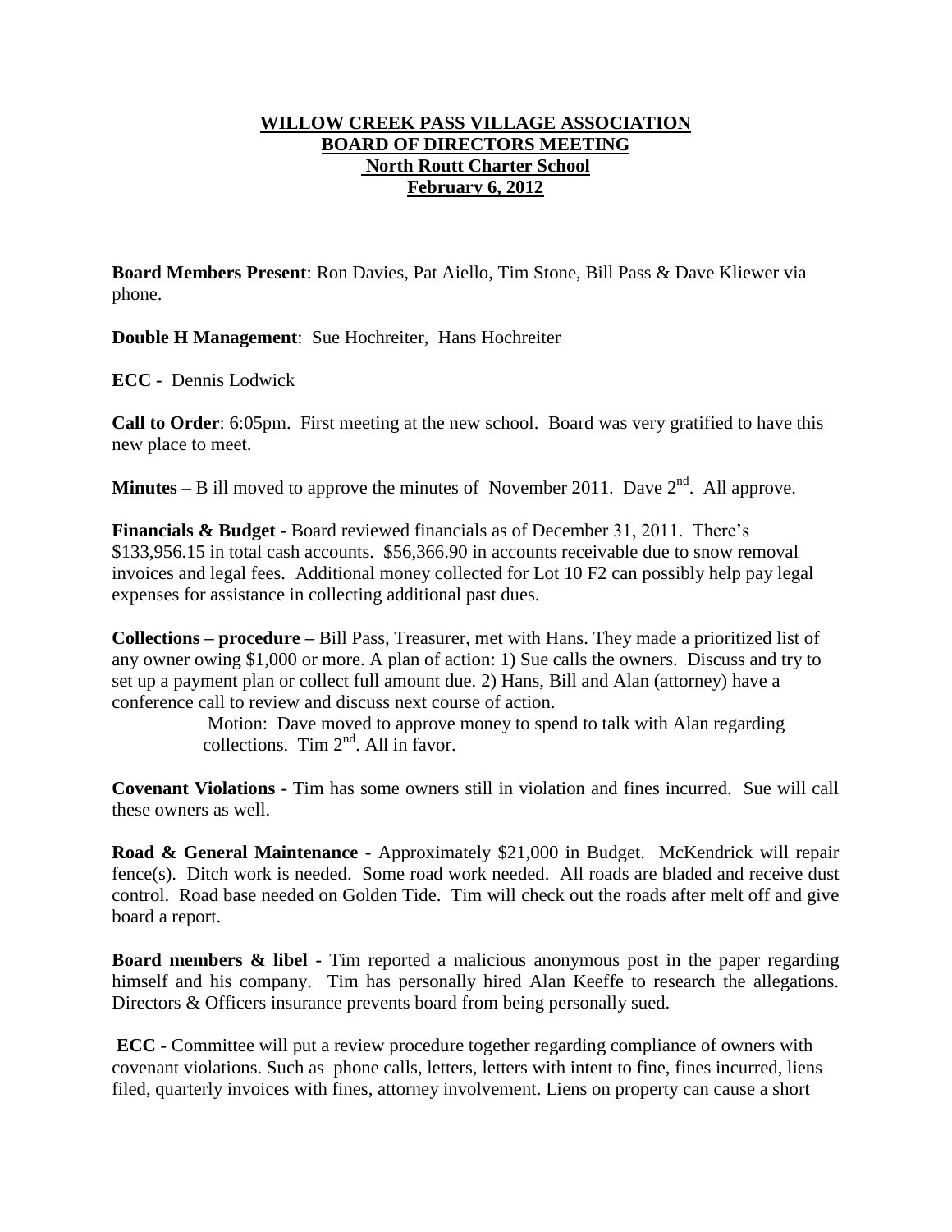# WILLOW CREEK PASS VILLAGE ASSOCIATION
## BOARD OF DIRECTORS MEETING
## North Routt Charter School
## February 6, 2012

**Board Members Present**: Ron Davies, Pat Aiello, Tim Stone, Bill Pass & Dave Kliewer via phone.

**Double H Management**: Sue Hochreiter, Hans Hochreiter

**ECC -** Dennis Lodwick

**Call to Order**: 6:05pm. First meeting at the new school. Board was very gratified to have this new place to meet.

**Minutes** – B ill moved to approve the minutes of November 2011. Dave 2nd. All approve.

**Financials & Budget -** Board reviewed financials as of December 31, 2011. There's \$133,956.15 in total cash accounts. \$56,366.90 in accounts receivable due to snow removal invoices and legal fees. Additional money collected for Lot 10 F2 can possibly help pay legal expenses for assistance in collecting additional past dues.

**Collections – procedure –** Bill Pass, Treasurer, met with Hans. They made a prioritized list of any owner owing \$1,000 or more. A plan of action: 1) Sue calls the owners. Discuss and try to set up a payment plan or collect full amount due. 2) Hans, Bill and Alan (attorney) have a conference call to review and discuss next course of action.

> Motion: Dave moved to approve money to spend to talk with Alan regarding collections. Tim 2nd. All in favor.

**Covenant Violations -** Tim has some owners still in violation and fines incurred. Sue will call these owners as well.

**Road & General Maintenance** - Approximately \$21,000 in Budget. McKendrick will repair fence(s). Ditch work is needed. Some road work needed. All roads are bladed and receive dust control. Road base needed on Golden Tide. Tim will check out the roads after melt off and give board a report.

**Board members & libel -** Tim reported a malicious anonymous post in the paper regarding himself and his company. Tim has personally hired Alan Keeffe to research the allegations. Directors & Officers insurance prevents board from being personally sued.

**ECC -** Committee will put a review procedure together regarding compliance of owners with covenant violations. Such as phone calls, letters, letters with intent to fine, fines incurred, liens filed, quarterly invoices with fines, attorney involvement. Liens on property can cause a short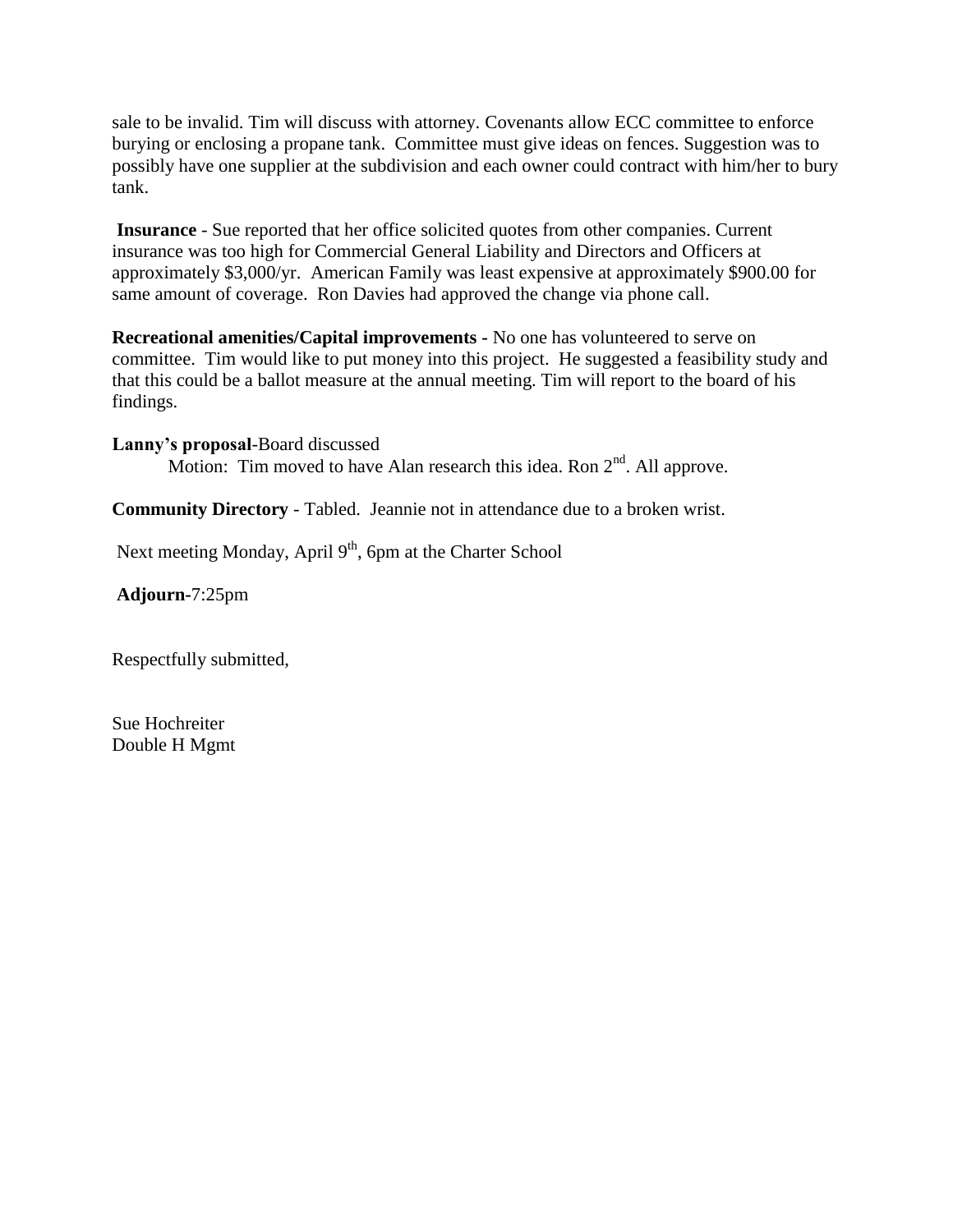sale to be invalid. Tim will discuss with attorney. Covenants allow ECC committee to enforce burying or enclosing a propane tank. Committee must give ideas on fences. Suggestion was to possibly have one supplier at the subdivision and each owner could contract with him/her to bury tank.

**Insurance** - Sue reported that her office solicited quotes from other companies. Current insurance was too high for Commercial General Liability and Directors and Officers at approximately $3,000/yr. American Family was least expensive at approximately $900.00 for same amount of coverage. Ron Davies had approved the change via phone call.

**Recreational amenities/Capital improvements** - No one has volunteered to serve on committee. Tim would like to put money into this project. He suggested a feasibility study and that this could be a ballot measure at the annual meeting. Tim will report to the board of his findings.

**Lanny's proposal**-Board discussed

Motion: Tim moved to have Alan research this idea. Ron 2nd. All approve.

**Community Directory** - Tabled. Jeannie not in attendance due to a broken wrist.

Next meeting Monday, April 9th, 6pm at the Charter School

**Adjourn**-7:25pm

Respectfully submitted,

Sue Hochreiter
Double H Mgmt